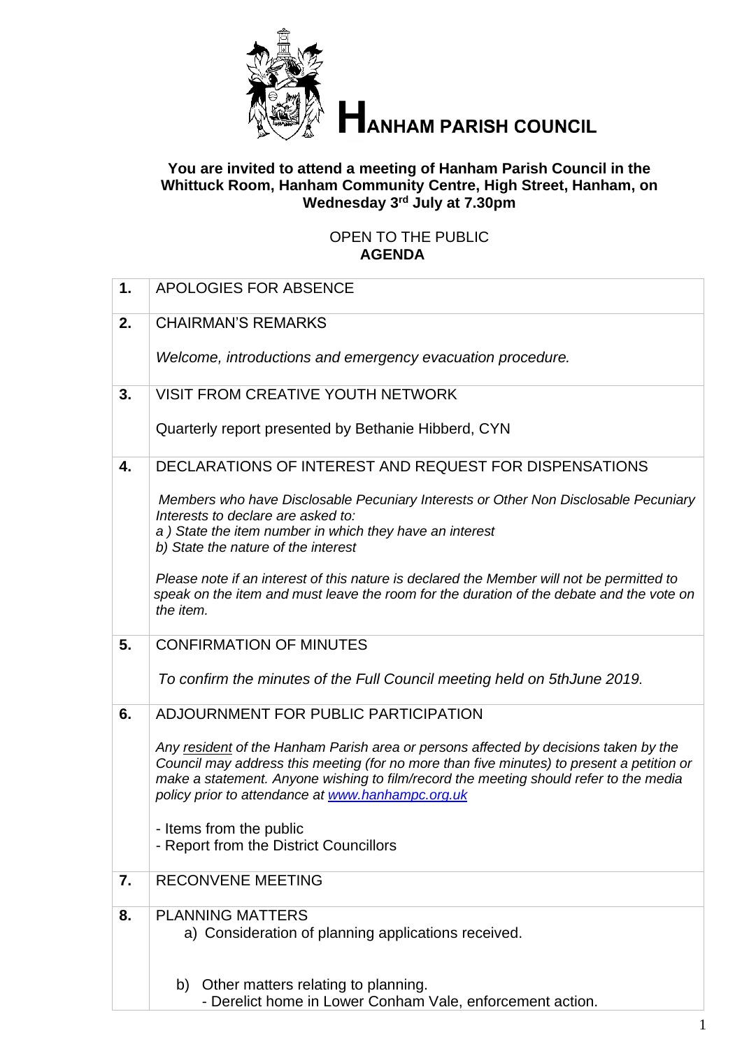# HANHAM PARISH COUNCIL

**You are invited to attend a meeting of Hanham Parish Council in the Whittuck Room, Hanham Community Centre, High Street, Hanham, on Wednesday 3rd July at 7.30pm**

OPEN TO THE PUBLIC

**AGENDA**

| | |
|---|---|
| **1.** | APOLOGIES FOR ABSENCE |
| **2.** | CHAIRMAN'S REMARKS<br><br>*Welcome, introductions and emergency evacuation procedure.* |
| **3.** | VISIT FROM CREATIVE YOUTH NETWORK<br><br>Quarterly report presented by Bethanie Hibberd, CYN |
| **4.** | DECLARATIONS OF INTEREST AND REQUEST FOR DISPENSATIONS<br><br>*Members who have Disclosable Pecuniary Interests or Other Non Disclosable Pecuniary Interests to declare are asked to:*<br>*a ) State the item number in which they have an interest*<br>*b) State the nature of the interest*<br><br>*Please note if an interest of this nature is declared the Member will not be permitted to speak on the item and must leave the room for the duration of the debate and the vote on the item.* |
| **5.** | CONFIRMATION OF MINUTES<br><br>*To confirm the minutes of the Full Council meeting held on 5thJune 2019.* |
| **6.** | ADJOURNMENT FOR PUBLIC PARTICIPATION<br><br>*Any resident of the Hanham Parish area or persons affected by decisions taken by the Council may address this meeting (for no more than five minutes) to present a petition or make a statement. Anyone wishing to film/record the meeting should refer to the media policy prior to attendance at www.hanhampc.org.uk*<br><br>- Items from the public<br>- Report from the District Councillors |
| **7.** | RECONVENE MEETING |
| **8.** | PLANNING MATTERS<br>a) Consideration of planning applications received.<br><br>b) Other matters relating to planning.<br>- Derelict home in Lower Conham Vale, enforcement action. |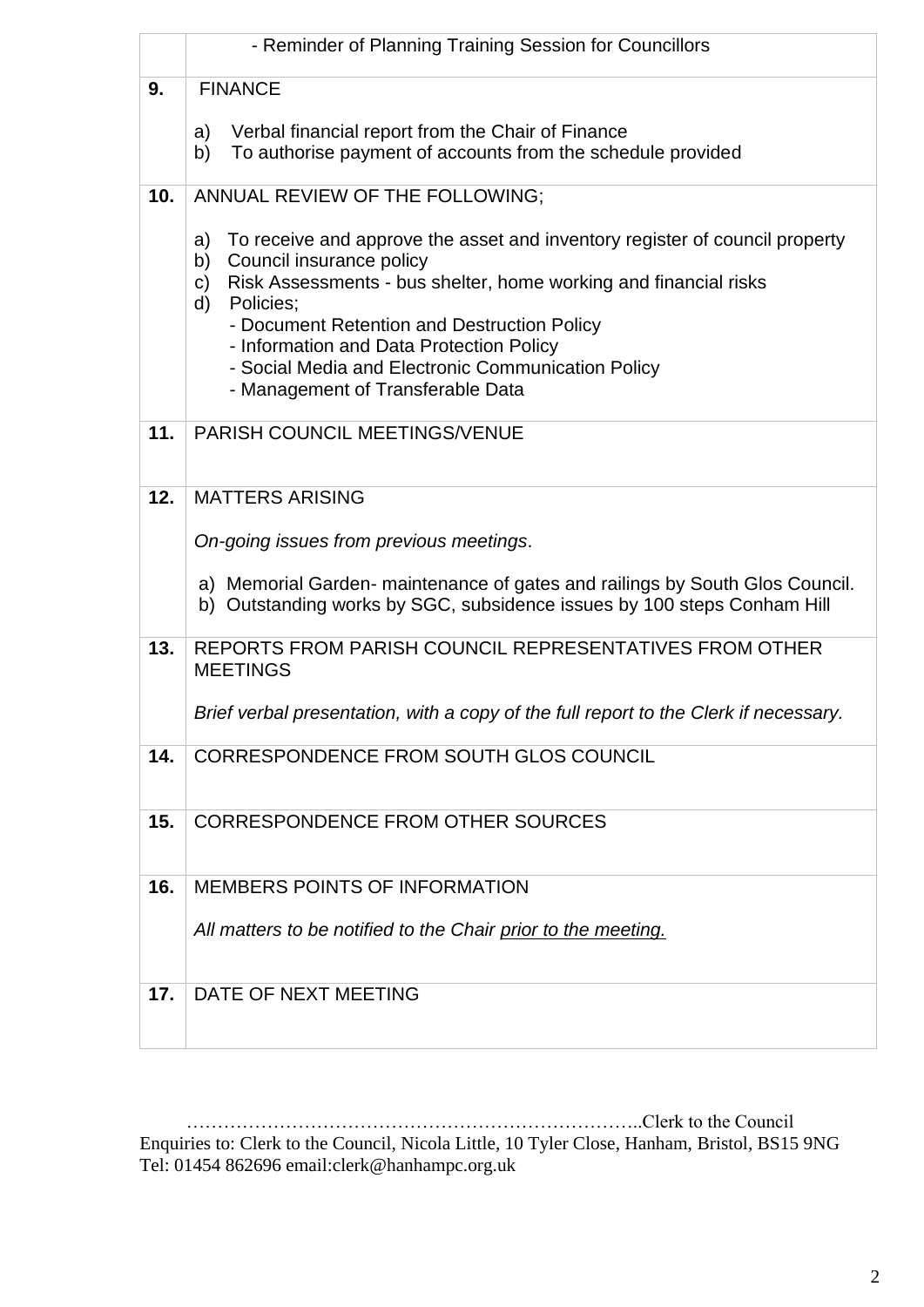| | |
|---|---|
| | - Reminder of Planning Training Session for Councillors |
| **9.** | FINANCE<br><br>a) Verbal financial report from the Chair of Finance<br>b) To authorise payment of accounts from the schedule provided |
| **10.** | ANNUAL REVIEW OF THE FOLLOWING;<br><br>a) To receive and approve the asset and inventory register of council property<br>b) Council insurance policy<br>c) Risk Assessments - bus shelter, home working and financial risks<br>d) Policies;<br>- Document Retention and Destruction Policy<br>- Information and Data Protection Policy<br>- Social Media and Electronic Communication Policy<br>- Management of Transferable Data |
| **11.** | PARISH COUNCIL MEETINGS/VENUE |
| **12.** | MATTERS ARISING<br><br>*On-going issues from previous meetings*.<br><br>a) Memorial Garden- maintenance of gates and railings by South Glos Council.<br>b) Outstanding works by SGC, subsidence issues by 100 steps Conham Hill |
| **13.** | REPORTS FROM PARISH COUNCIL REPRESENTATIVES FROM OTHER MEETINGS<br><br>*Brief verbal presentation, with a copy of the full report to the Clerk if necessary.* |
| **14.** | CORRESPONDENCE FROM SOUTH GLOS COUNCIL |
| **15.** | CORRESPONDENCE FROM OTHER SOURCES |
| **16.** | MEMBERS POINTS OF INFORMATION<br><br>*All matters to be notified to the Chair <u>prior to the meeting.</u>* |
| **17.** | DATE OF NEXT MEETING |

………………………………………………………………..Clerk to the Council

Enquiries to: Clerk to the Council, Nicola Little, 10 Tyler Close, Hanham, Bristol, BS15 9NG
Tel: 01454 862696 email:clerk@hanhampc.org.uk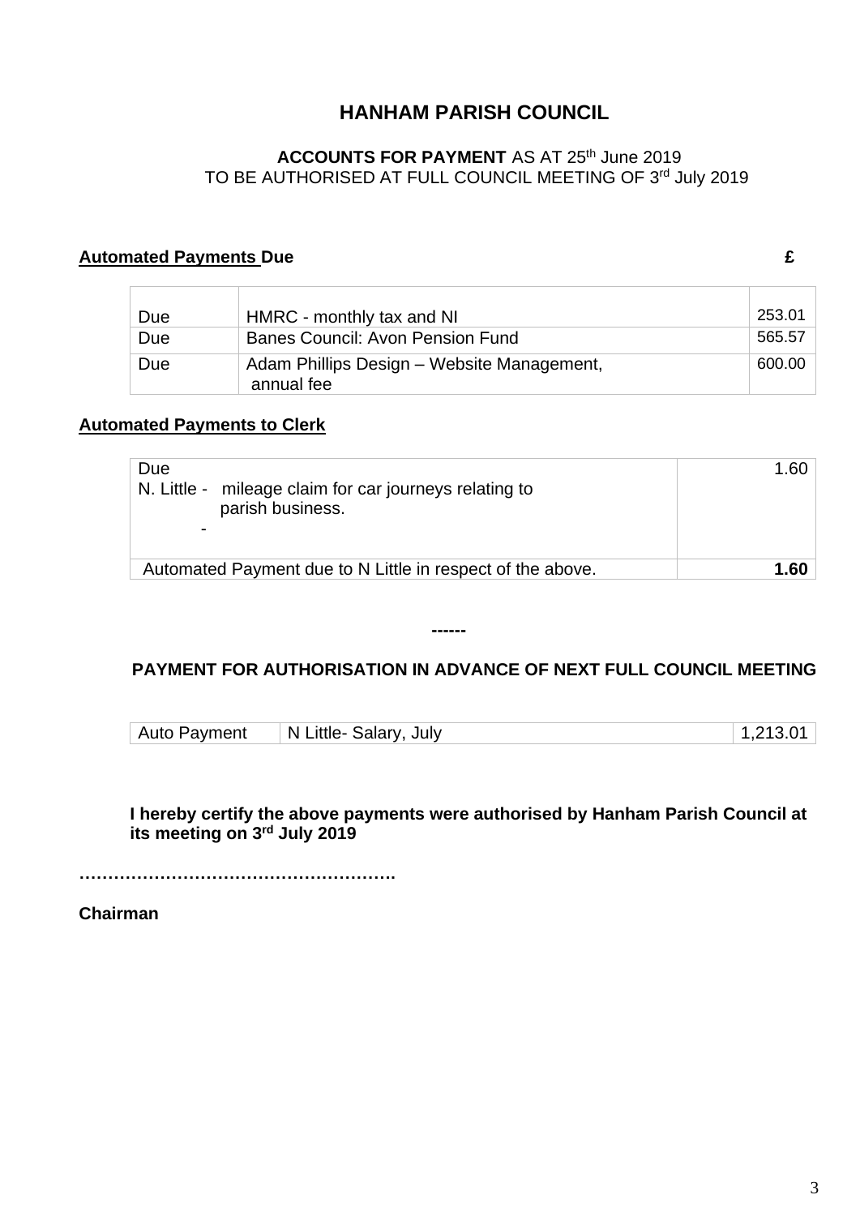# HANHAM PARISH COUNCIL

**ACCOUNTS FOR PAYMENT** AS AT 25th June 2019
TO BE AUTHORISED AT FULL COUNCIL MEETING OF 3rd July 2019

**Automated Payments Due** **£**

| | | |
|---|---|---|
| Due | HMRC - monthly tax and NI | 253.01 |
| Due | Banes Council: Avon Pension Fund | 565.57 |
| Due | Adam Phillips Design – Website Management, annual fee | 600.00 |

**Automated Payments to Clerk**

| | |
|---|---|
| Due<br>N. Little - mileage claim for car journeys relating to parish business.<br>- | 1.60 |
| Automated Payment due to N Little in respect of the above. | **1.60** |

------

**PAYMENT FOR AUTHORISATION IN ADVANCE OF NEXT FULL COUNCIL MEETING**

| | | |
|---|---|---|
| Auto Payment | N Little- Salary, July | 1,213.01 |

**I hereby certify the above payments were authorised by Hanham Parish Council at its meeting on 3rd July 2019**

……………………………………………….

**Chairman**